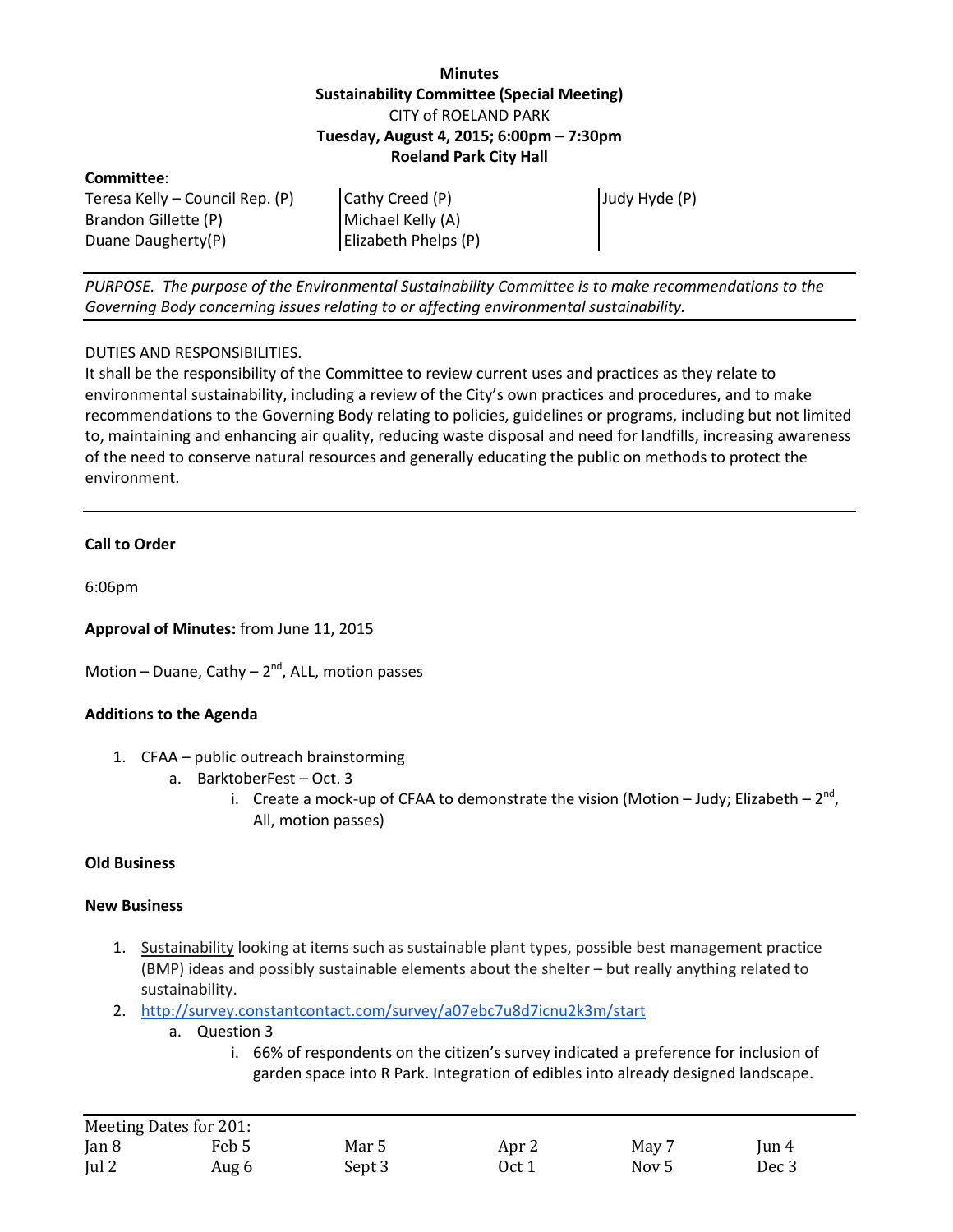**Minutes**
**Sustainability Committee (Special Meeting)**
CITY of ROELAND PARK
**Tuesday, August 4, 2015; 6:00pm – 7:30pm**
**Roeland Park City Hall**

**Committee**:

| | | |
|---|---|---|
| Teresa Kelly – Council Rep. (P) | Cathy Creed (P) | Judy Hyde (P) |
| Brandon Gillette (P) | Michael Kelly (A) | |
| Duane Daugherty(P) | Elizabeth Phelps (P) | |

---

*PURPOSE. The purpose of the Environmental Sustainability Committee is to make recommendations to the Governing Body concerning issues relating to or affecting environmental sustainability.*

---

DUTIES AND RESPONSIBILITIES.
It shall be the responsibility of the Committee to review current uses and practices as they relate to environmental sustainability, including a review of the City's own practices and procedures, and to make recommendations to the Governing Body relating to policies, guidelines or programs, including but not limited to, maintaining and enhancing air quality, reducing waste disposal and need for landfills, increasing awareness of the need to conserve natural resources and generally educating the public on methods to protect the environment.

---

**Call to Order**

6:06pm

**Approval of Minutes:** from June 11, 2015

Motion – Duane, Cathy – 2nd, ALL, motion passes

**Additions to the Agenda**

1. CFAA – public outreach brainstorming
   a. BarktoberFest – Oct. 3
      i. Create a mock-up of CFAA to demonstrate the vision (Motion – Judy; Elizabeth – 2nd, All, motion passes)

**Old Business**

**New Business**

1. Sustainability looking at items such as sustainable plant types, possible best management practice (BMP) ideas and possibly sustainable elements about the shelter – but really anything related to sustainability.
2. http://survey.constantcontact.com/survey/a07ebc7u8d7icnu2k3m/start
   a. Question 3
      i. 66% of respondents on the citizen's survey indicated a preference for inclusion of garden space into R Park. Integration of edibles into already designed landscape.

---

Meeting Dates for 201:

| | | | | | |
|---|---|---|---|---|---|
| Jan 8 | Feb 5 | Mar 5 | Apr 2 | May 7 | Jun 4 |
| Jul 2 | Aug 6 | Sept 3 | Oct 1 | Nov 5 | Dec 3 |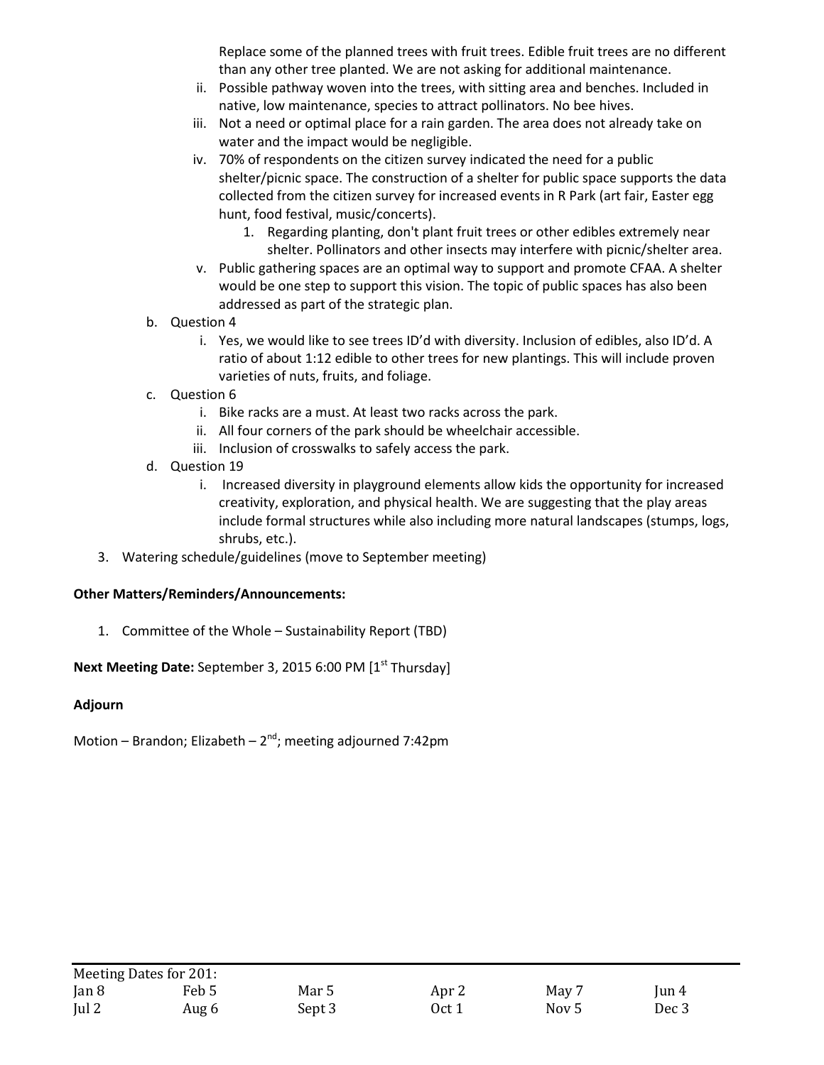Replace some of the planned trees with fruit trees. Edible fruit trees are no different than any other tree planted. We are not asking for additional maintenance.

   ii. Possible pathway woven into the trees, with sitting area and benches. Included in native, low maintenance, species to attract pollinators. No bee hives.
   iii. Not a need or optimal place for a rain garden. The area does not already take on water and the impact would be negligible.
   iv. 70% of respondents on the citizen survey indicated the need for a public shelter/picnic space. The construction of a shelter for public space supports the data collected from the citizen survey for increased events in R Park (art fair, Easter egg hunt, food festival, music/concerts).
      1. Regarding planting, don't plant fruit trees or other edibles extremely near shelter. Pollinators and other insects may interfere with picnic/shelter area.
   v. Public gathering spaces are an optimal way to support and promote CFAA. A shelter would be one step to support this vision. The topic of public spaces has also been addressed as part of the strategic plan.

b. Question 4
   i. Yes, we would like to see trees ID'd with diversity. Inclusion of edibles, also ID'd. A ratio of about 1:12 edible to other trees for new plantings. This will include proven varieties of nuts, fruits, and foliage.

c. Question 6
   i. Bike racks are a must. At least two racks across the park.
   ii. All four corners of the park should be wheelchair accessible.
   iii. Inclusion of crosswalks to safely access the park.

d. Question 19
   i. Increased diversity in playground elements allow kids the opportunity for increased creativity, exploration, and physical health. We are suggesting that the play areas include formal structures while also including more natural landscapes (stumps, logs, shrubs, etc.).

3. Watering schedule/guidelines (move to September meeting)

**Other Matters/Reminders/Announcements:**

1. Committee of the Whole – Sustainability Report (TBD)

**Next Meeting Date:** September 3, 2015 6:00 PM [1st Thursday]

**Adjourn**

Motion – Brandon; Elizabeth – 2nd; meeting adjourned 7:42pm

Meeting Dates for 201:

| | | | | | |
|---|---|---|---|---|---|
| Jan 8 | Feb 5 | Mar 5 | Apr 2 | May 7 | Jun 4 |
| Jul 2 | Aug 6 | Sept 3 | Oct 1 | Nov 5 | Dec 3 |